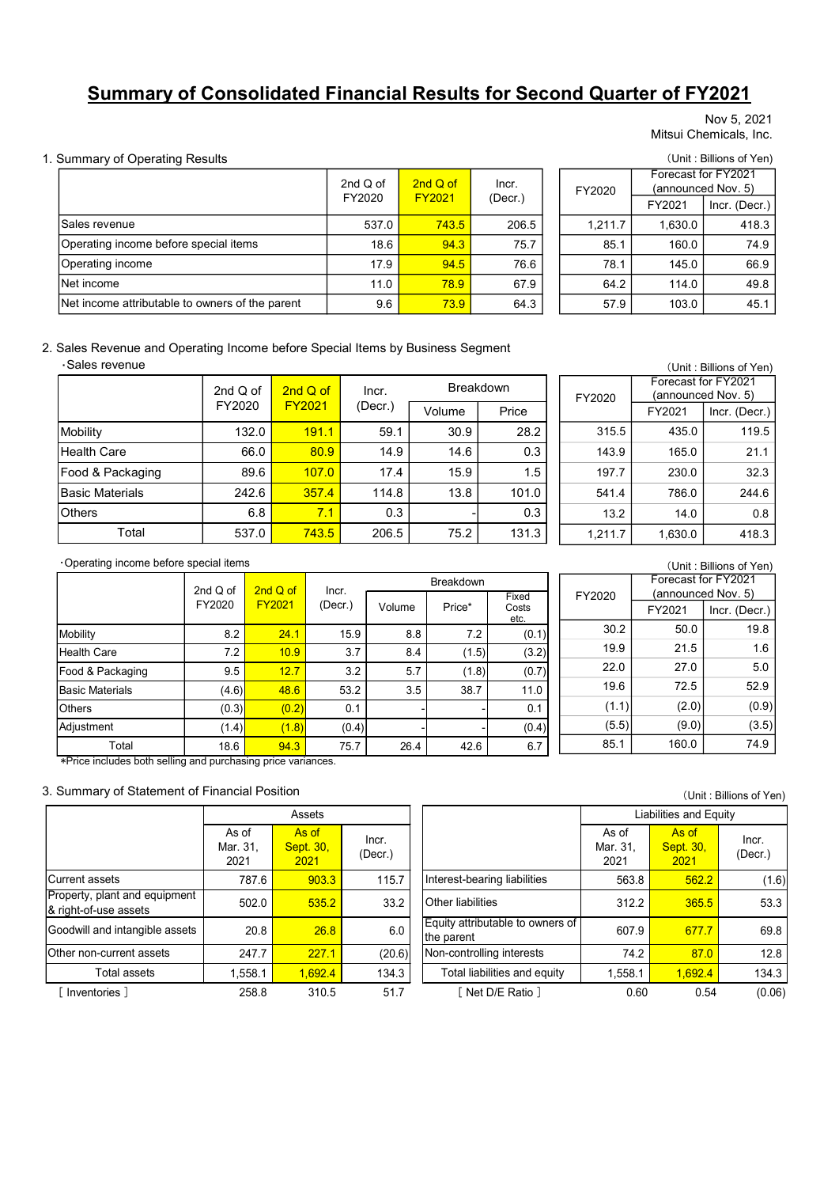# Summary of Consolidated Financial Results for Second Quarter of FY2021

Nov 5, 2021
Mitsui Chemicals, Inc.

## 1. Summary of Operating Results

(Unit : Billions of Yen)

| | 2nd Q of FY2020 | 2nd Q of FY2021 | Incr. (Decr.) | FY2020 | Forecast for FY2021 (announced Nov. 5) | |
|---|---|---|---|---|---|---|
| | | | | | FY2021 | Incr. (Decr.) |
| Sales revenue | 537.0 | 743.5 | 206.5 | 1,211.7 | 1,630.0 | 418.3 |
| Operating income before special items | 18.6 | 94.3 | 75.7 | 85.1 | 160.0 | 74.9 |
| Operating income | 17.9 | 94.5 | 76.6 | 78.1 | 145.0 | 66.9 |
| Net income | 11.0 | 78.9 | 67.9 | 64.2 | 114.0 | 49.8 |
| Net income attributable to owners of the parent | 9.6 | 73.9 | 64.3 | 57.9 | 103.0 | 45.1 |

## 2. Sales Revenue and Operating Income before Special Items by Business Segment

・Sales revenue

(Unit : Billions of Yen)

| | 2nd Q of FY2020 | 2nd Q of FY2021 | Incr. (Decr.) | Breakdown | | FY2020 | Forecast for FY2021 (announced Nov. 5) | |
|---|---|---|---|---|---|---|---|---|
| | | | | Volume | Price | | FY2021 | Incr. (Decr.) |
| Mobility | 132.0 | 191.1 | 59.1 | 30.9 | 28.2 | 315.5 | 435.0 | 119.5 |
| Health Care | 66.0 | 80.9 | 14.9 | 14.6 | 0.3 | 143.9 | 165.0 | 21.1 |
| Food & Packaging | 89.6 | 107.0 | 17.4 | 15.9 | 1.5 | 197.7 | 230.0 | 32.3 |
| Basic Materials | 242.6 | 357.4 | 114.8 | 13.8 | 101.0 | 541.4 | 786.0 | 244.6 |
| Others | 6.8 | 7.1 | 0.3 | - | 0.3 | 13.2 | 14.0 | 0.8 |
| Total | 537.0 | 743.5 | 206.5 | 75.2 | 131.3 | 1,211.7 | 1,630.0 | 418.3 |

・Operating income before special items

(Unit : Billions of Yen)

| | 2nd Q of FY2020 | 2nd Q of FY2021 | Incr. (Decr.) | Breakdown | | | FY2020 | Forecast for FY2021 (announced Nov. 5) | |
|---|---|---|---|---|---|---|---|---|---|
| | | | | Volume | Price* | Fixed Costs etc. | | FY2021 | Incr. (Decr.) |
| Mobility | 8.2 | 24.1 | 15.9 | 8.8 | 7.2 | (0.1) | 30.2 | 50.0 | 19.8 |
| Health Care | 7.2 | 10.9 | 3.7 | 8.4 | (1.5) | (3.2) | 19.9 | 21.5 | 1.6 |
| Food & Packaging | 9.5 | 12.7 | 3.2 | 5.7 | (1.8) | (0.7) | 22.0 | 27.0 | 5.0 |
| Basic Materials | (4.6) | 48.6 | 53.2 | 3.5 | 38.7 | 11.0 | 19.6 | 72.5 | 52.9 |
| Others | (0.3) | (0.2) | 0.1 | - | - | 0.1 | (1.1) | (2.0) | (0.9) |
| Adjustment | (1.4) | (1.8) | (0.4) | - | - | (0.4) | (5.5) | (9.0) | (3.5) |
| Total | 18.6 | 94.3 | 75.7 | 26.4 | 42.6 | 6.7 | 85.1 | 160.0 | 74.9 |

*Price includes both selling and purchasing price variances.

## 3. Summary of Statement of Financial Position

(Unit : Billions of Yen)

| Assets | As of Mar. 31, 2021 | As of Sept. 30, 2021 | Incr. (Decr.) |
|---|---|---|---|
| Current assets | 787.6 | 903.3 | 115.7 |
| Property, plant and equipment & right-of-use assets | 502.0 | 535.2 | 33.2 |
| Goodwill and intangible assets | 20.8 | 26.8 | 6.0 |
| Other non-current assets | 247.7 | 227.1 | (20.6) |
| Total assets | 1,558.1 | 1,692.4 | 134.3 |
| [ Inventories ] | 258.8 | 310.5 | 51.7 |

| Liabilities and Equity | As of Mar. 31, 2021 | As of Sept. 30, 2021 | Incr. (Decr.) |
|---|---|---|---|
| Interest-bearing liabilities | 563.8 | 562.2 | (1.6) |
| Other liabilities | 312.2 | 365.5 | 53.3 |
| Equity attributable to owners of the parent | 607.9 | 677.7 | 69.8 |
| Non-controlling interests | 74.2 | 87.0 | 12.8 |
| Total liabilities and equity | 1,558.1 | 1,692.4 | 134.3 |
| [ Net D/E Ratio ] | 0.60 | 0.54 | (0.06) |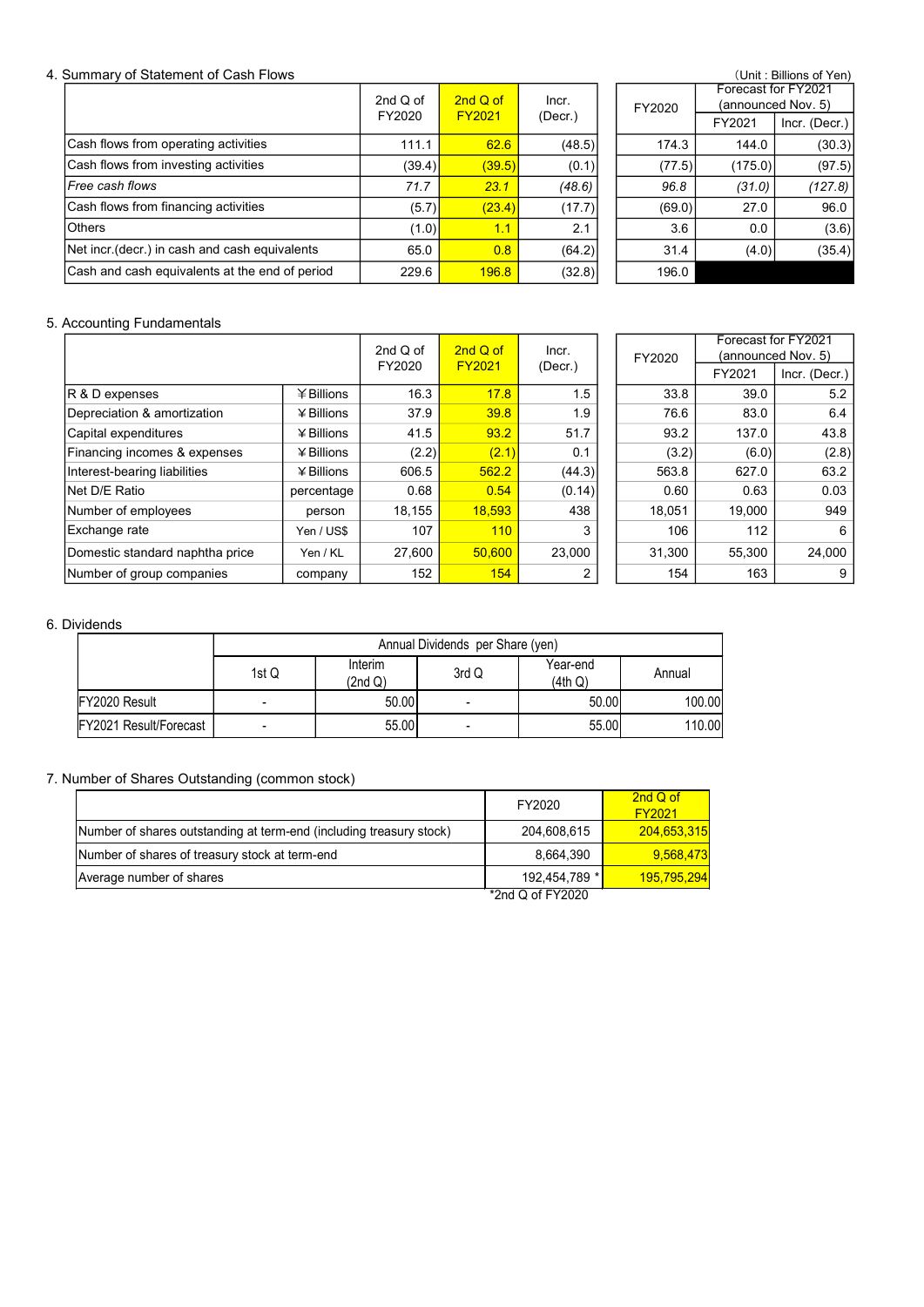## 4. Summary of Statement of Cash Flows

(Unit : Billions of Yen)

| | 2nd Q of FY2020 | 2nd Q of FY2021 | Incr. (Decr.) | FY2020 | Forecast for FY2021 (announced Nov. 5) | |
|---|---|---|---|---|---|---|
| | | | | | FY2021 | Incr. (Decr.) |
| Cash flows from operating activities | 111.1 | 62.6 | (48.5) | 174.3 | 144.0 | (30.3) |
| Cash flows from investing activities | (39.4) | (39.5) | (0.1) | (77.5) | (175.0) | (97.5) |
| *Free cash flows* | *71.7* | *23.1* | *(48.6)* | *96.8* | *(31.0)* | *(127.8)* |
| Cash flows from financing activities | (5.7) | (23.4) | (17.7) | (69.0) | 27.0 | 96.0 |
| Others | (1.0) | 1.1 | 2.1 | 3.6 | 0.0 | (3.6) |
| Net incr.(decr.) in cash and cash equivalents | 65.0 | 0.8 | (64.2) | 31.4 | (4.0) | (35.4) |
| Cash and cash equivalents at the end of period | 229.6 | 196.8 | (32.8) | 196.0 | | |

## 5. Accounting Fundamentals

| | | 2nd Q of FY2020 | 2nd Q of FY2021 | Incr. (Decr.) | FY2020 | Forecast for FY2021 (announced Nov. 5) | |
|---|---|---|---|---|---|---|---|
| | | | | | | FY2021 | Incr. (Decr.) |
| R & D expenses | ¥Billions | 16.3 | 17.8 | 1.5 | 33.8 | 39.0 | 5.2 |
| Depreciation & amortization | ¥Billions | 37.9 | 39.8 | 1.9 | 76.6 | 83.0 | 6.4 |
| Capital expenditures | ¥Billions | 41.5 | 93.2 | 51.7 | 93.2 | 137.0 | 43.8 |
| Financing incomes & expenses | ¥Billions | (2.2) | (2.1) | 0.1 | (3.2) | (6.0) | (2.8) |
| Interest-bearing liabilities | ¥Billions | 606.5 | 562.2 | (44.3) | 563.8 | 627.0 | 63.2 |
| Net D/E Ratio | percentage | 0.68 | 0.54 | (0.14) | 0.60 | 0.63 | 0.03 |
| Number of employees | person | 18,155 | 18,593 | 438 | 18,051 | 19,000 | 949 |
| Exchange rate | Yen / US$ | 107 | 110 | 3 | 106 | 112 | 6 |
| Domestic standard naphtha price | Yen / KL | 27,600 | 50,600 | 23,000 | 31,300 | 55,300 | 24,000 |
| Number of group companies | company | 152 | 154 | 2 | 154 | 163 | 9 |

## 6. Dividends

| | Annual Dividends per Share (yen) | | | | |
|---|---|---|---|---|---|
| | 1st Q | Interim (2nd Q) | 3rd Q | Year-end (4th Q) | Annual |
| FY2020 Result | - | 50.00 | - | 50.00 | 100.00 |
| FY2021 Result/Forecast | - | 55.00 | - | 55.00 | 110.00 |

## 7. Number of Shares Outstanding (common stock)

| | FY2020 | 2nd Q of FY2021 |
|---|---|---|
| Number of shares outstanding at term-end (including treasury stock) | 204,608,615 | 204,653,315 |
| Number of shares of treasury stock at term-end | 8,664,390 | 9,568,473 |
| Average number of shares | 192,454,789 * | 195,795,294 |

*2nd Q of FY2020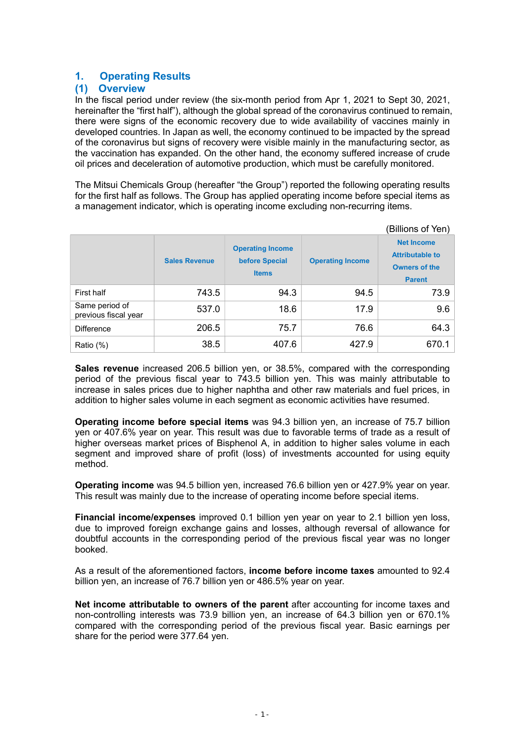# 1. Operating Results

## (1) Overview

In the fiscal period under review (the six-month period from Apr 1, 2021 to Sept 30, 2021, hereinafter the "first half"), although the global spread of the coronavirus continued to remain, there were signs of the economic recovery due to wide availability of vaccines mainly in developed countries. In Japan as well, the economy continued to be impacted by the spread of the coronavirus but signs of recovery were visible mainly in the manufacturing sector, as the vaccination has expanded. On the other hand, the economy suffered increase of crude oil prices and deceleration of automotive production, which must be carefully monitored.

The Mitsui Chemicals Group (hereafter "the Group") reported the following operating results for the first half as follows. The Group has applied operating income before special items as a management indicator, which is operating income excluding non-recurring items.

(Billions of Yen)

| | Sales Revenue | Operating Income before Special Items | Operating Income | Net Income Attributable to Owners of the Parent |
|---|---|---|---|---|
| First half | 743.5 | 94.3 | 94.5 | 73.9 |
| Same period of previous fiscal year | 537.0 | 18.6 | 17.9 | 9.6 |
| Difference | 206.5 | 75.7 | 76.6 | 64.3 |
| Ratio (%) | 38.5 | 407.6 | 427.9 | 670.1 |

**Sales revenue** increased 206.5 billion yen, or 38.5%, compared with the corresponding period of the previous fiscal year to 743.5 billion yen. This was mainly attributable to increase in sales prices due to higher naphtha and other raw materials and fuel prices, in addition to higher sales volume in each segment as economic activities have resumed.

**Operating income before special items** was 94.3 billion yen, an increase of 75.7 billion yen or 407.6% year on year. This result was due to favorable terms of trade as a result of higher overseas market prices of Bisphenol A, in addition to higher sales volume in each segment and improved share of profit (loss) of investments accounted for using equity method.

**Operating income** was 94.5 billion yen, increased 76.6 billion yen or 427.9% year on year. This result was mainly due to the increase of operating income before special items.

**Financial income/expenses** improved 0.1 billion yen year on year to 2.1 billion yen loss, due to improved foreign exchange gains and losses, although reversal of allowance for doubtful accounts in the corresponding period of the previous fiscal year was no longer booked.

As a result of the aforementioned factors, **income before income taxes** amounted to 92.4 billion yen, an increase of 76.7 billion yen or 486.5% year on year.

**Net income attributable to owners of the parent** after accounting for income taxes and non-controlling interests was 73.9 billion yen, an increase of 64.3 billion yen or 670.1% compared with the corresponding period of the previous fiscal year. Basic earnings per share for the period were 377.64 yen.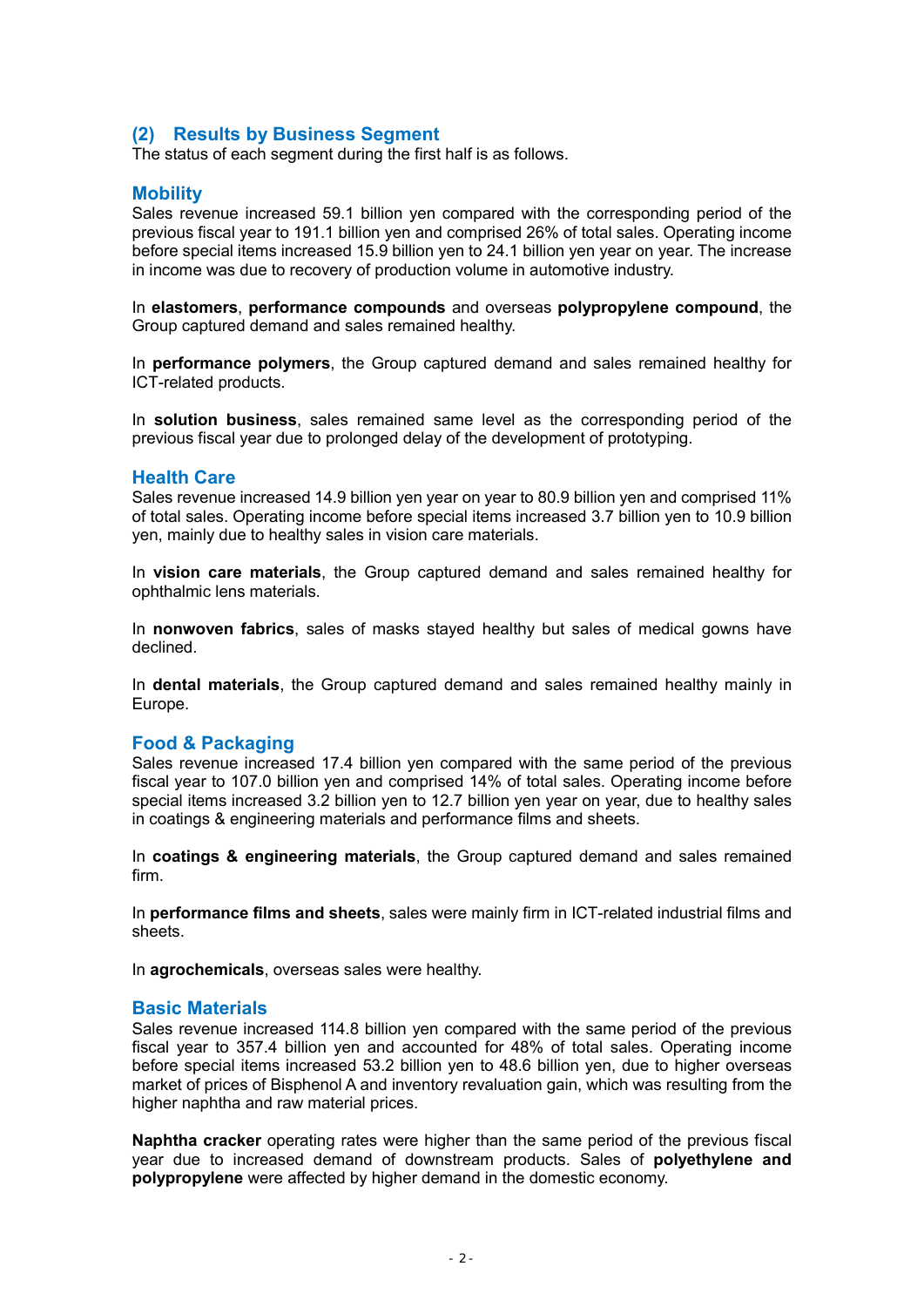## (2) Results by Business Segment

The status of each segment during the first half is as follows.

### Mobility

Sales revenue increased 59.1 billion yen compared with the corresponding period of the previous fiscal year to 191.1 billion yen and comprised 26% of total sales. Operating income before special items increased 15.9 billion yen to 24.1 billion yen year on year. The increase in income was due to recovery of production volume in automotive industry.

In **elastomers**, **performance compounds** and overseas **polypropylene compound**, the Group captured demand and sales remained healthy.

In **performance polymers**, the Group captured demand and sales remained healthy for ICT-related products.

In **solution business**, sales remained same level as the corresponding period of the previous fiscal year due to prolonged delay of the development of prototyping.

### Health Care

Sales revenue increased 14.9 billion yen year on year to 80.9 billion yen and comprised 11% of total sales. Operating income before special items increased 3.7 billion yen to 10.9 billion yen, mainly due to healthy sales in vision care materials.

In **vision care materials**, the Group captured demand and sales remained healthy for ophthalmic lens materials.

In **nonwoven fabrics**, sales of masks stayed healthy but sales of medical gowns have declined.

In **dental materials**, the Group captured demand and sales remained healthy mainly in Europe.

### Food & Packaging

Sales revenue increased 17.4 billion yen compared with the same period of the previous fiscal year to 107.0 billion yen and comprised 14% of total sales. Operating income before special items increased 3.2 billion yen to 12.7 billion yen year on year, due to healthy sales in coatings & engineering materials and performance films and sheets.

In **coatings & engineering materials**, the Group captured demand and sales remained firm.

In **performance films and sheets**, sales were mainly firm in ICT-related industrial films and sheets.

In **agrochemicals**, overseas sales were healthy.

### Basic Materials

Sales revenue increased 114.8 billion yen compared with the same period of the previous fiscal year to 357.4 billion yen and accounted for 48% of total sales. Operating income before special items increased 53.2 billion yen to 48.6 billion yen, due to higher overseas market of prices of Bisphenol A and inventory revaluation gain, which was resulting from the higher naphtha and raw material prices.

**Naphtha cracker** operating rates were higher than the same period of the previous fiscal year due to increased demand of downstream products. Sales of **polyethylene and polypropylene** were affected by higher demand in the domestic economy.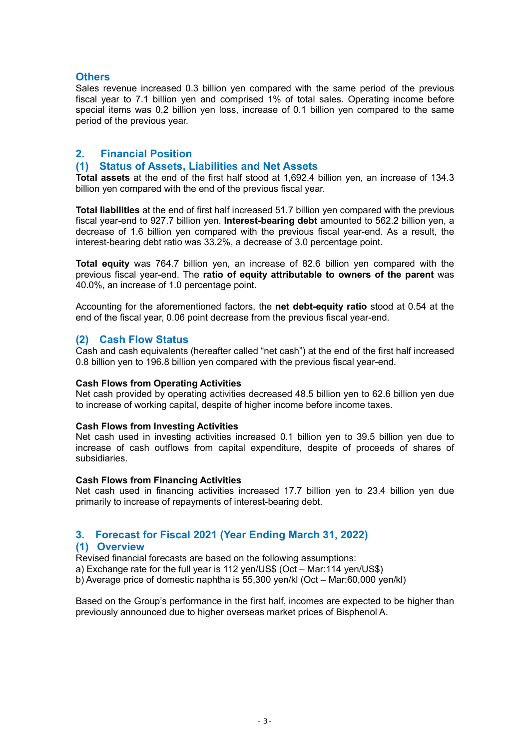### Others

Sales revenue increased 0.3 billion yen compared with the same period of the previous fiscal year to 7.1 billion yen and comprised 1% of total sales. Operating income before special items was 0.2 billion yen loss, increase of 0.1 billion yen compared to the same period of the previous year.

## 2. Financial Position

### (1) Status of Assets, Liabilities and Net Assets

**Total assets** at the end of the first half stood at 1,692.4 billion yen, an increase of 134.3 billion yen compared with the end of the previous fiscal year.

**Total liabilities** at the end of first half increased 51.7 billion yen compared with the previous fiscal year-end to 927.7 billion yen. **Interest-bearing debt** amounted to 562.2 billion yen, a decrease of 1.6 billion yen compared with the previous fiscal year-end. As a result, the interest-bearing debt ratio was 33.2%, a decrease of 3.0 percentage point.

**Total equity** was 764.7 billion yen, an increase of 82.6 billion yen compared with the previous fiscal year-end. The **ratio of equity attributable to owners of the parent** was 40.0%, an increase of 1.0 percentage point.

Accounting for the aforementioned factors, the **net debt-equity ratio** stood at 0.54 at the end of the fiscal year, 0.06 point decrease from the previous fiscal year-end.

### (2) Cash Flow Status

Cash and cash equivalents (hereafter called "net cash") at the end of the first half increased 0.8 billion yen to 196.8 billion yen compared with the previous fiscal year-end.

**Cash Flows from Operating Activities**

Net cash provided by operating activities decreased 48.5 billion yen to 62.6 billion yen due to increase of working capital, despite of higher income before income taxes.

**Cash Flows from Investing Activities**

Net cash used in investing activities increased 0.1 billion yen to 39.5 billion yen due to increase of cash outflows from capital expenditure, despite of proceeds of shares of subsidiaries.

**Cash Flows from Financing Activities**

Net cash used in financing activities increased 17.7 billion yen to 23.4 billion yen due primarily to increase of repayments of interest-bearing debt.

## 3. Forecast for Fiscal 2021 (Year Ending March 31, 2022)

### (1) Overview

Revised financial forecasts are based on the following assumptions:
a) Exchange rate for the full year is 112 yen/US$ (Oct – Mar:114 yen/US$)
b) Average price of domestic naphtha is 55,300 yen/kl (Oct – Mar:60,000 yen/kl)

Based on the Group's performance in the first half, incomes are expected to be higher than previously announced due to higher overseas market prices of Bisphenol A.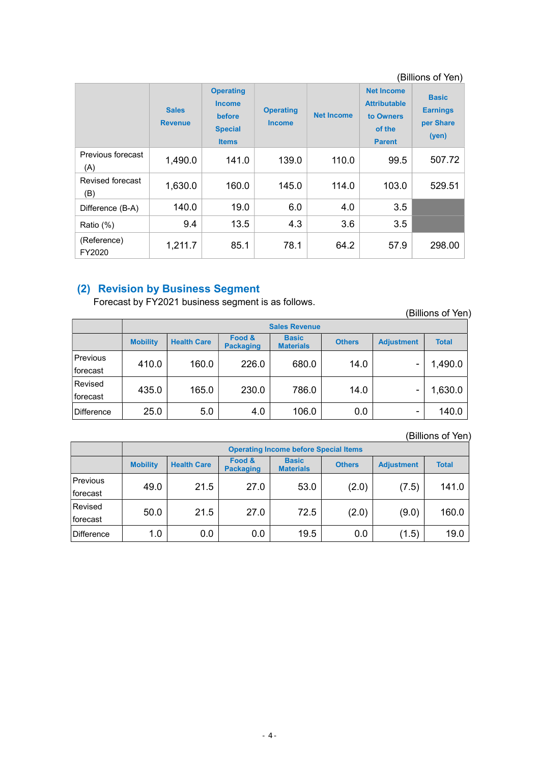(Billions of Yen)

| | Sales Revenue | Operating Income before Special Items | Operating Income | Net Income | Net Income Attributable to Owners of the Parent | Basic Earnings per Share (yen) |
|---|---|---|---|---|---|---|
| Previous forecast (A) | 1,490.0 | 141.0 | 139.0 | 110.0 | 99.5 | 507.72 |
| Revised forecast (B) | 1,630.0 | 160.0 | 145.0 | 114.0 | 103.0 | 529.51 |
| Difference (B-A) | 140.0 | 19.0 | 6.0 | 4.0 | 3.5 | |
| Ratio (%) | 9.4 | 13.5 | 4.3 | 3.6 | 3.5 | |
| (Reference) FY2020 | 1,211.7 | 85.1 | 78.1 | 64.2 | 57.9 | 298.00 |

## (2) Revision by Business Segment

Forecast by FY2021 business segment is as follows.

(Billions of Yen)

| | Sales Revenue | | | | | | |
|---|---|---|---|---|---|---|---|
| | Mobility | Health Care | Food & Packaging | Basic Materials | Others | Adjustment | Total |
| Previous forecast | 410.0 | 160.0 | 226.0 | 680.0 | 14.0 | - | 1,490.0 |
| Revised forecast | 435.0 | 165.0 | 230.0 | 786.0 | 14.0 | - | 1,630.0 |
| Difference | 25.0 | 5.0 | 4.0 | 106.0 | 0.0 | - | 140.0 |

(Billions of Yen)

| | Operating Income before Special Items | | | | | | |
|---|---|---|---|---|---|---|---|
| | Mobility | Health Care | Food & Packaging | Basic Materials | Others | Adjustment | Total |
| Previous forecast | 49.0 | 21.5 | 27.0 | 53.0 | (2.0) | (7.5) | 141.0 |
| Revised forecast | 50.0 | 21.5 | 27.0 | 72.5 | (2.0) | (9.0) | 160.0 |
| Difference | 1.0 | 0.0 | 0.0 | 19.5 | 0.0 | (1.5) | 19.0 |